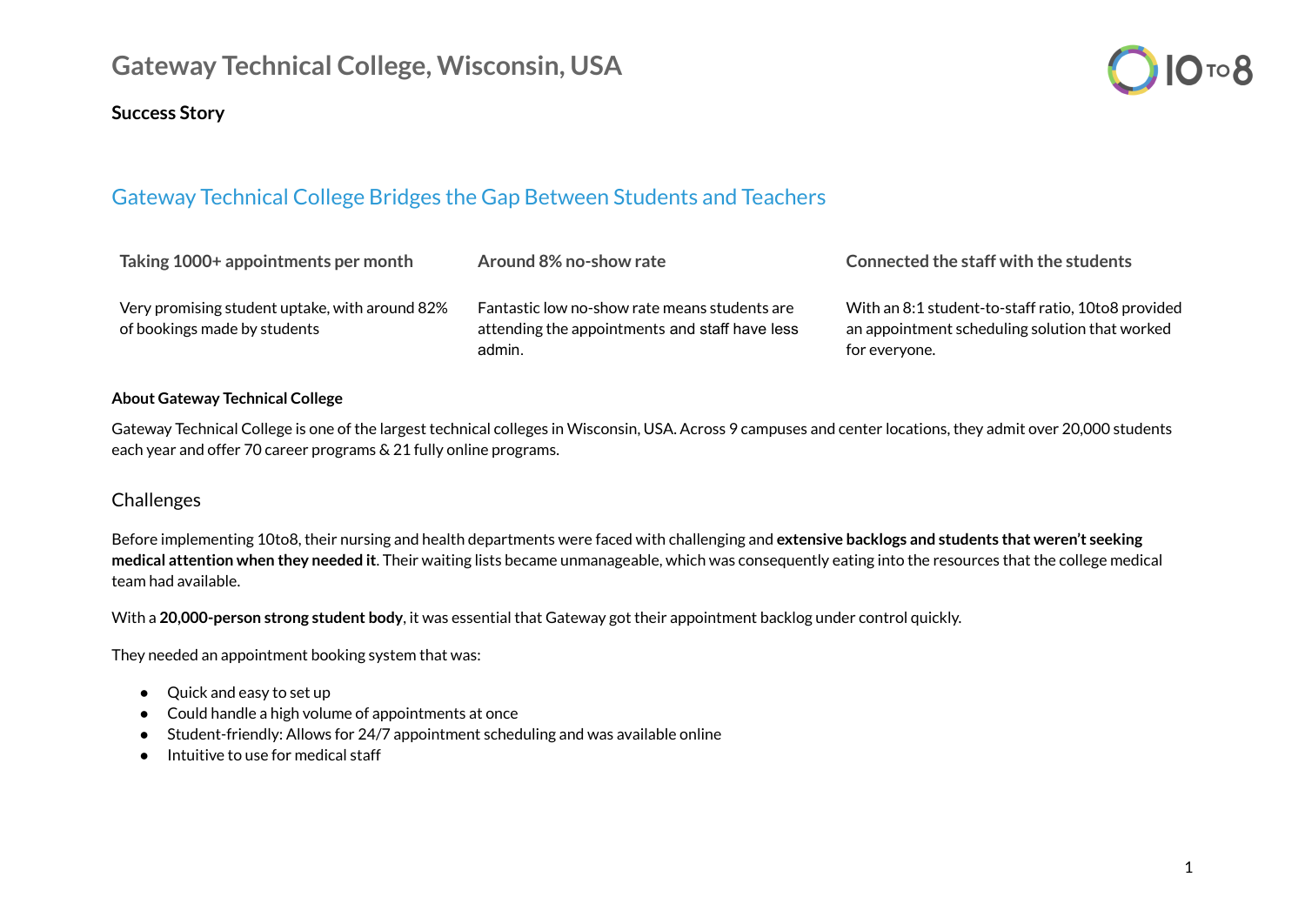# Gateway Technical College, Wisconsin, USA

**Success Story**

## Gateway Technical College Bridges the Gap Between Students and Teachers

| Taking 1000+ appointments per month | Around 8% no-show rate | Connected the staff with the students |
| --- | --- | --- |
| Very promising student uptake, with around 82% of bookings made by students | Fantastic low no-show rate means students are attending the appointments and staff have less admin. | With an 8:1 student-to-staff ratio, 10to8 provided an appointment scheduling solution that worked for everyone. |

**About Gateway Technical College**

Gateway Technical College is one of the largest technical colleges in Wisconsin, USA. Across 9 campuses and center locations, they admit over 20,000 students each year and offer 70 career programs & 21 fully online programs.

### Challenges

Before implementing 10to8, their nursing and health departments were faced with challenging and **extensive backlogs and students that weren't seeking medical attention when they needed it**. Their waiting lists became unmanageable, which was consequently eating into the resources that the college medical team had available.

With a **20,000-person strong student body**, it was essential that Gateway got their appointment backlog under control quickly.

They needed an appointment booking system that was:

- Quick and easy to set up
- Could handle a high volume of appointments at once
- Student-friendly: Allows for 24/7 appointment scheduling and was available online
- Intuitive to use for medical staff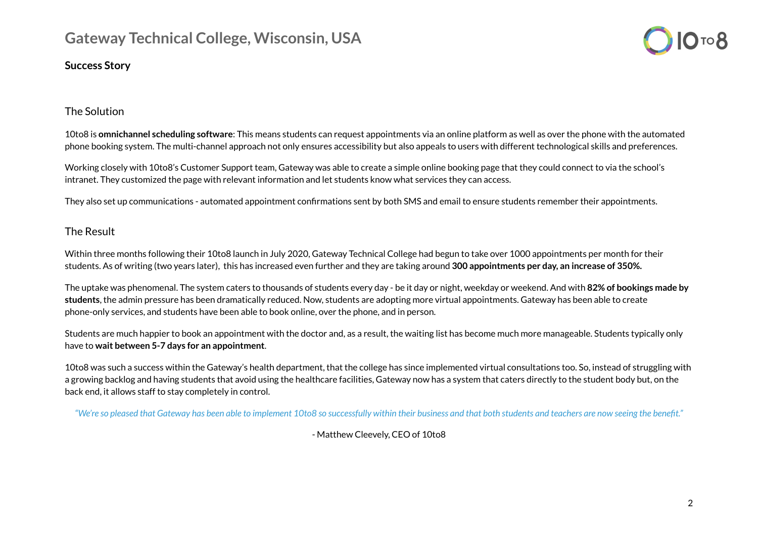# Gateway Technical College, Wisconsin, USA

**Success Story**

## The Solution

10to8 is **omnichannel scheduling software**: This means students can request appointments via an online platform as well as over the phone with the automated phone booking system. The multi-channel approach not only ensures accessibility but also appeals to users with different technological skills and preferences.

Working closely with 10to8's Customer Support team, Gateway was able to create a simple online booking page that they could connect to via the school's intranet. They customized the page with relevant information and let students know what services they can access.

They also set up communications - automated appointment confirmations sent by both SMS and email to ensure students remember their appointments.

## The Result

Within three months following their 10to8 launch in July 2020, Gateway Technical College had begun to take over 1000 appointments per month for their students. As of writing (two years later), this has increased even further and they are taking around **300 appointments per day, an increase of 350%.**

The uptake was phenomenal. The system caters to thousands of students every day - be it day or night, weekday or weekend. And with **82% of bookings made by students**, the admin pressure has been dramatically reduced. Now, students are adopting more virtual appointments. Gateway has been able to create phone-only services, and students have been able to book online, over the phone, and in person.

Students are much happier to book an appointment with the doctor and, as a result, the waiting list has become much more manageable. Students typically only have to **wait between 5-7 days for an appointment**.

10to8 was such a success within the Gateway's health department, that the college has since implemented virtual consultations too. So, instead of struggling with a growing backlog and having students that avoid using the healthcare facilities, Gateway now has a system that caters directly to the student body but, on the back end, it allows staff to stay completely in control.

*"We're so pleased that Gateway has been able to implement 10to8 so successfully within their business and that both students and teachers are now seeing the benefit."*

- Matthew Cleevely, CEO of 10to8